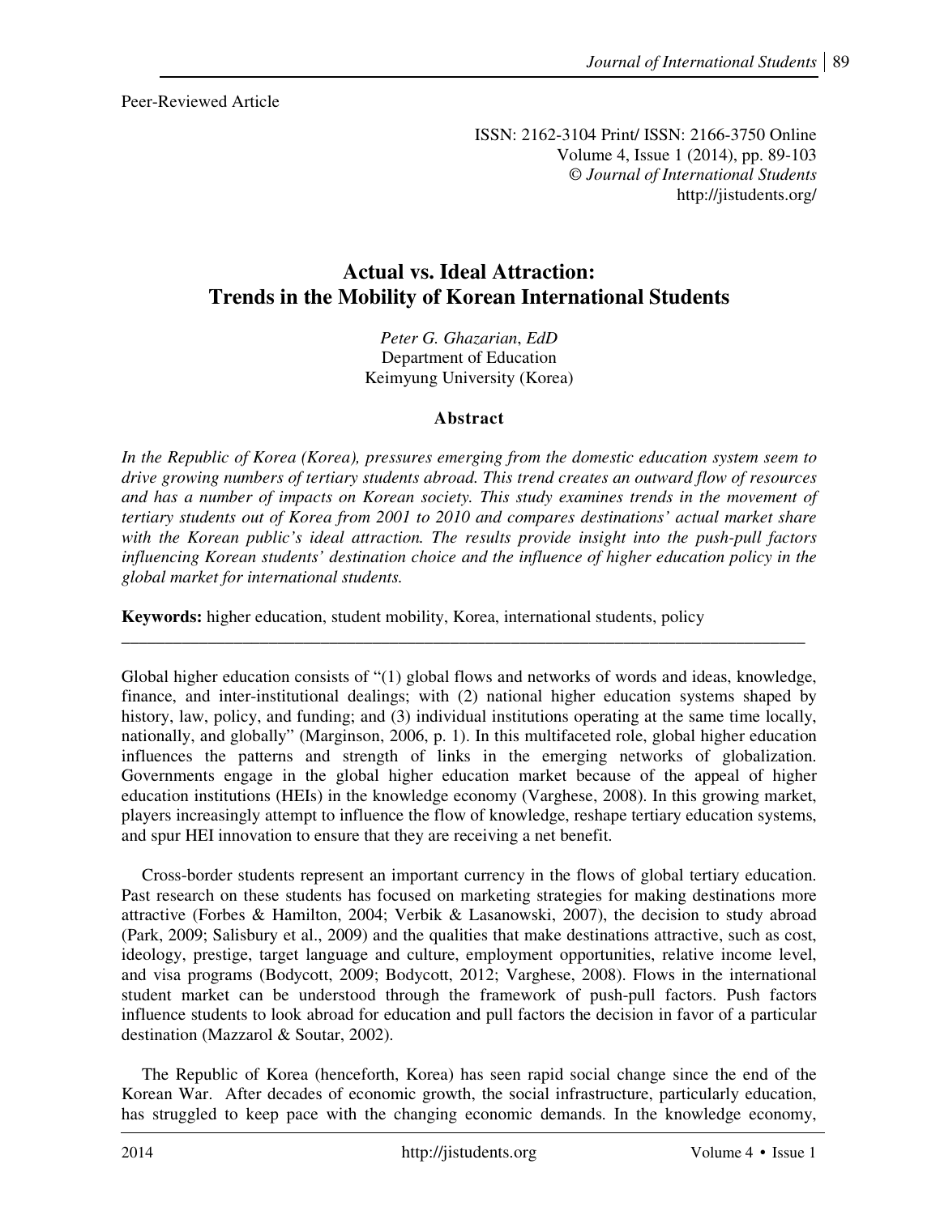Peer-Reviewed Article

ISSN: 2162-3104 Print/ ISSN: 2166-3750 Online
Volume 4, Issue 1 (2014), pp. 89-103
© *Journal of International Students*
http://jistudents.org/

# Actual vs. Ideal Attraction: Trends in the Mobility of Korean International Students

*Peter G. Ghazarian*, *EdD*
Department of Education
Keimyung University (Korea)

### Abstract

*In the Republic of Korea (Korea), pressures emerging from the domestic education system seem to drive growing numbers of tertiary students abroad. This trend creates an outward flow of resources and has a number of impacts on Korean society. This study examines trends in the movement of tertiary students out of Korea from 2001 to 2010 and compares destinations' actual market share with the Korean public's ideal attraction. The results provide insight into the push-pull factors influencing Korean students' destination choice and the influence of higher education policy in the global market for international students.*

**Keywords:** higher education, student mobility, Korea, international students, policy

---

Global higher education consists of "(1) global flows and networks of words and ideas, knowledge, finance, and inter-institutional dealings; with (2) national higher education systems shaped by history, law, policy, and funding; and (3) individual institutions operating at the same time locally, nationally, and globally" (Marginson, 2006, p. 1). In this multifaceted role, global higher education influences the patterns and strength of links in the emerging networks of globalization. Governments engage in the global higher education market because of the appeal of higher education institutions (HEIs) in the knowledge economy (Varghese, 2008). In this growing market, players increasingly attempt to influence the flow of knowledge, reshape tertiary education systems, and spur HEI innovation to ensure that they are receiving a net benefit.

Cross-border students represent an important currency in the flows of global tertiary education. Past research on these students has focused on marketing strategies for making destinations more attractive (Forbes & Hamilton, 2004; Verbik & Lasanowski, 2007), the decision to study abroad (Park, 2009; Salisbury et al., 2009) and the qualities that make destinations attractive, such as cost, ideology, prestige, target language and culture, employment opportunities, relative income level, and visa programs (Bodycott, 2009; Bodycott, 2012; Varghese, 2008). Flows in the international student market can be understood through the framework of push-pull factors. Push factors influence students to look abroad for education and pull factors the decision in favor of a particular destination (Mazzarol & Soutar, 2002).

The Republic of Korea (henceforth, Korea) has seen rapid social change since the end of the Korean War. After decades of economic growth, the social infrastructure, particularly education, has struggled to keep pace with the changing economic demands. In the knowledge economy,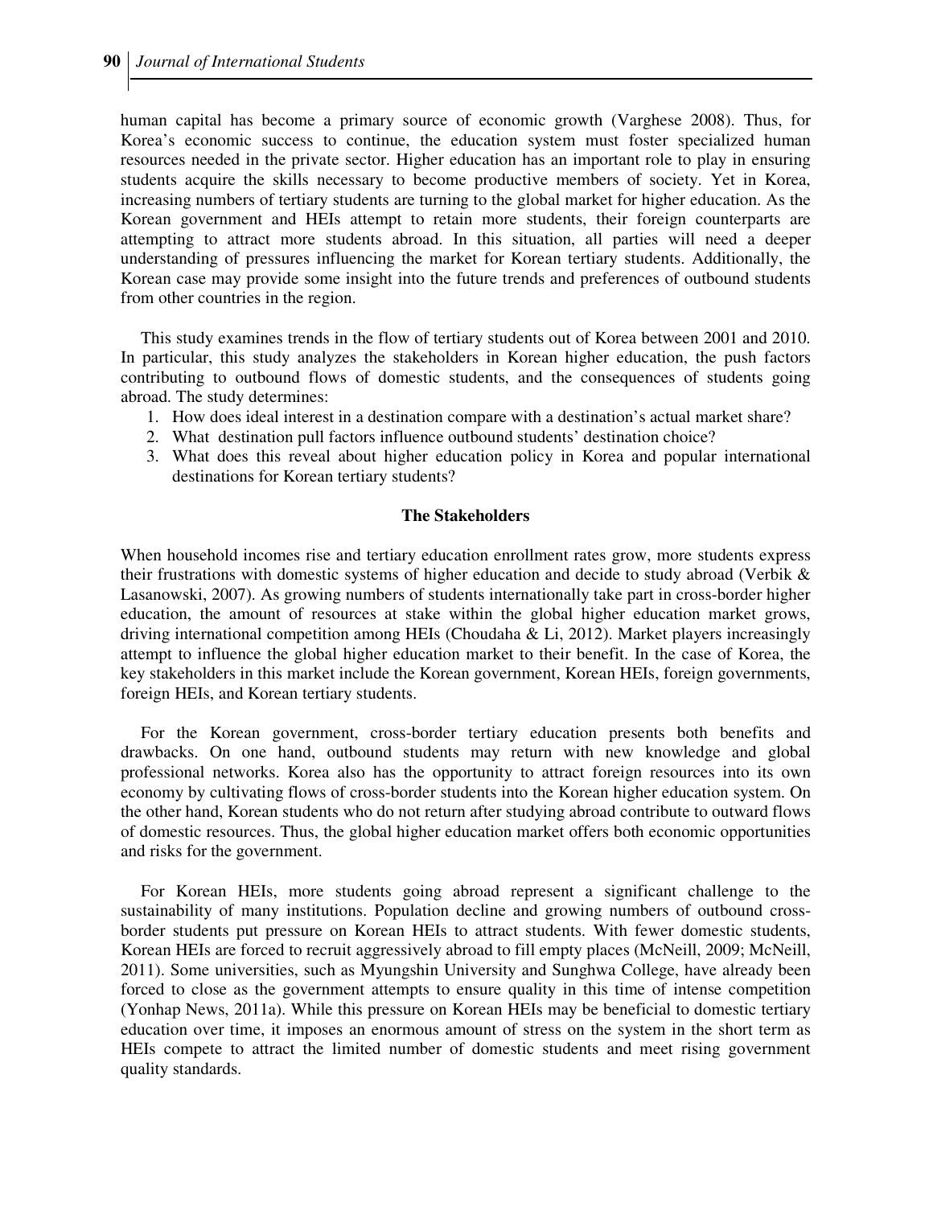human capital has become a primary source of economic growth (Varghese 2008). Thus, for Korea's economic success to continue, the education system must foster specialized human resources needed in the private sector. Higher education has an important role to play in ensuring students acquire the skills necessary to become productive members of society. Yet in Korea, increasing numbers of tertiary students are turning to the global market for higher education. As the Korean government and HEIs attempt to retain more students, their foreign counterparts are attempting to attract more students abroad. In this situation, all parties will need a deeper understanding of pressures influencing the market for Korean tertiary students. Additionally, the Korean case may provide some insight into the future trends and preferences of outbound students from other countries in the region.

This study examines trends in the flow of tertiary students out of Korea between 2001 and 2010. In particular, this study analyzes the stakeholders in Korean higher education, the push factors contributing to outbound flows of domestic students, and the consequences of students going abroad. The study determines:

1. How does ideal interest in a destination compare with a destination's actual market share?
2. What destination pull factors influence outbound students' destination choice?
3. What does this reveal about higher education policy in Korea and popular international destinations for Korean tertiary students?

## The Stakeholders

When household incomes rise and tertiary education enrollment rates grow, more students express their frustrations with domestic systems of higher education and decide to study abroad (Verbik & Lasanowski, 2007). As growing numbers of students internationally take part in cross-border higher education, the amount of resources at stake within the global higher education market grows, driving international competition among HEIs (Choudaha & Li, 2012). Market players increasingly attempt to influence the global higher education market to their benefit. In the case of Korea, the key stakeholders in this market include the Korean government, Korean HEIs, foreign governments, foreign HEIs, and Korean tertiary students.

For the Korean government, cross-border tertiary education presents both benefits and drawbacks. On one hand, outbound students may return with new knowledge and global professional networks. Korea also has the opportunity to attract foreign resources into its own economy by cultivating flows of cross-border students into the Korean higher education system. On the other hand, Korean students who do not return after studying abroad contribute to outward flows of domestic resources. Thus, the global higher education market offers both economic opportunities and risks for the government.

For Korean HEIs, more students going abroad represent a significant challenge to the sustainability of many institutions. Population decline and growing numbers of outbound cross-border students put pressure on Korean HEIs to attract students. With fewer domestic students, Korean HEIs are forced to recruit aggressively abroad to fill empty places (McNeill, 2009; McNeill, 2011). Some universities, such as Myungshin University and Sunghwa College, have already been forced to close as the government attempts to ensure quality in this time of intense competition (Yonhap News, 2011a). While this pressure on Korean HEIs may be beneficial to domestic tertiary education over time, it imposes an enormous amount of stress on the system in the short term as HEIs compete to attract the limited number of domestic students and meet rising government quality standards.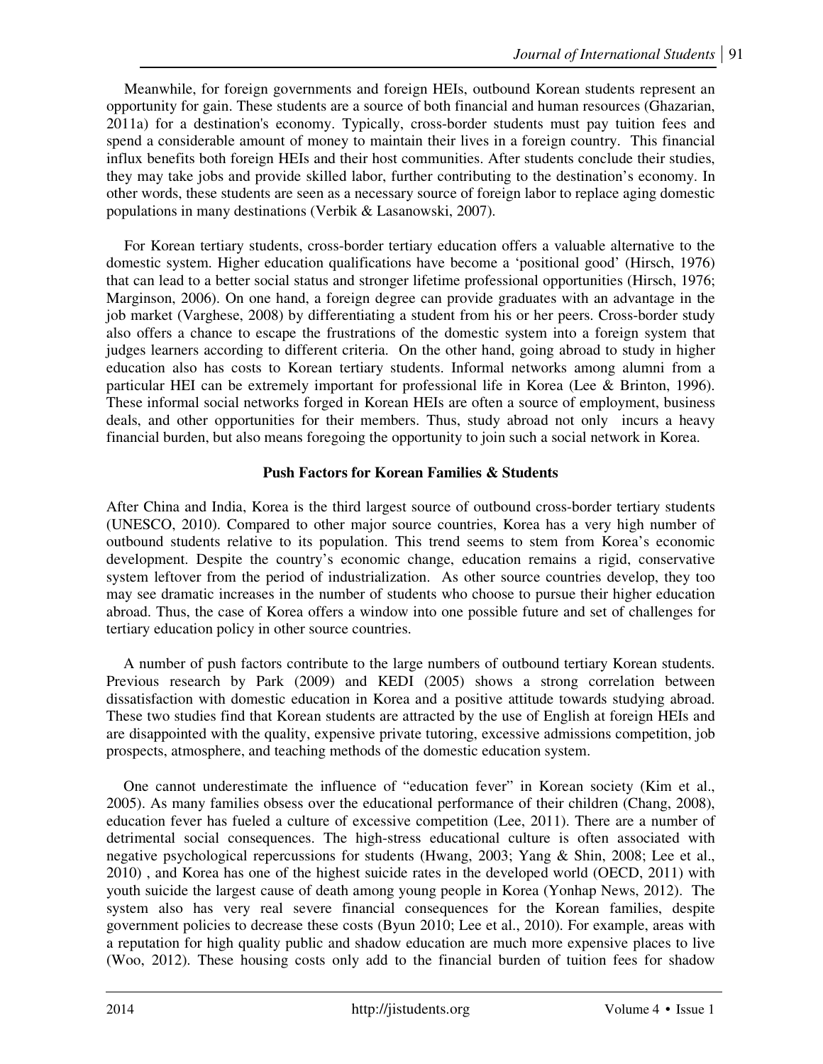Meanwhile, for foreign governments and foreign HEIs, outbound Korean students represent an opportunity for gain. These students are a source of both financial and human resources (Ghazarian, 2011a) for a destination's economy. Typically, cross-border students must pay tuition fees and spend a considerable amount of money to maintain their lives in a foreign country. This financial influx benefits both foreign HEIs and their host communities. After students conclude their studies, they may take jobs and provide skilled labor, further contributing to the destination's economy. In other words, these students are seen as a necessary source of foreign labor to replace aging domestic populations in many destinations (Verbik & Lasanowski, 2007).

For Korean tertiary students, cross-border tertiary education offers a valuable alternative to the domestic system. Higher education qualifications have become a 'positional good' (Hirsch, 1976) that can lead to a better social status and stronger lifetime professional opportunities (Hirsch, 1976; Marginson, 2006). On one hand, a foreign degree can provide graduates with an advantage in the job market (Varghese, 2008) by differentiating a student from his or her peers. Cross-border study also offers a chance to escape the frustrations of the domestic system into a foreign system that judges learners according to different criteria. On the other hand, going abroad to study in higher education also has costs to Korean tertiary students. Informal networks among alumni from a particular HEI can be extremely important for professional life in Korea (Lee & Brinton, 1996). These informal social networks forged in Korean HEIs are often a source of employment, business deals, and other opportunities for their members. Thus, study abroad not only incurs a heavy financial burden, but also means foregoing the opportunity to join such a social network in Korea.

## Push Factors for Korean Families & Students

After China and India, Korea is the third largest source of outbound cross-border tertiary students (UNESCO, 2010). Compared to other major source countries, Korea has a very high number of outbound students relative to its population. This trend seems to stem from Korea's economic development. Despite the country's economic change, education remains a rigid, conservative system leftover from the period of industrialization. As other source countries develop, they too may see dramatic increases in the number of students who choose to pursue their higher education abroad. Thus, the case of Korea offers a window into one possible future and set of challenges for tertiary education policy in other source countries.

A number of push factors contribute to the large numbers of outbound tertiary Korean students. Previous research by Park (2009) and KEDI (2005) shows a strong correlation between dissatisfaction with domestic education in Korea and a positive attitude towards studying abroad. These two studies find that Korean students are attracted by the use of English at foreign HEIs and are disappointed with the quality, expensive private tutoring, excessive admissions competition, job prospects, atmosphere, and teaching methods of the domestic education system.

One cannot underestimate the influence of "education fever" in Korean society (Kim et al., 2005). As many families obsess over the educational performance of their children (Chang, 2008), education fever has fueled a culture of excessive competition (Lee, 2011). There are a number of detrimental social consequences. The high-stress educational culture is often associated with negative psychological repercussions for students (Hwang, 2003; Yang & Shin, 2008; Lee et al., 2010) , and Korea has one of the highest suicide rates in the developed world (OECD, 2011) with youth suicide the largest cause of death among young people in Korea (Yonhap News, 2012). The system also has very real severe financial consequences for the Korean families, despite government policies to decrease these costs (Byun 2010; Lee et al., 2010). For example, areas with a reputation for high quality public and shadow education are much more expensive places to live (Woo, 2012). These housing costs only add to the financial burden of tuition fees for shadow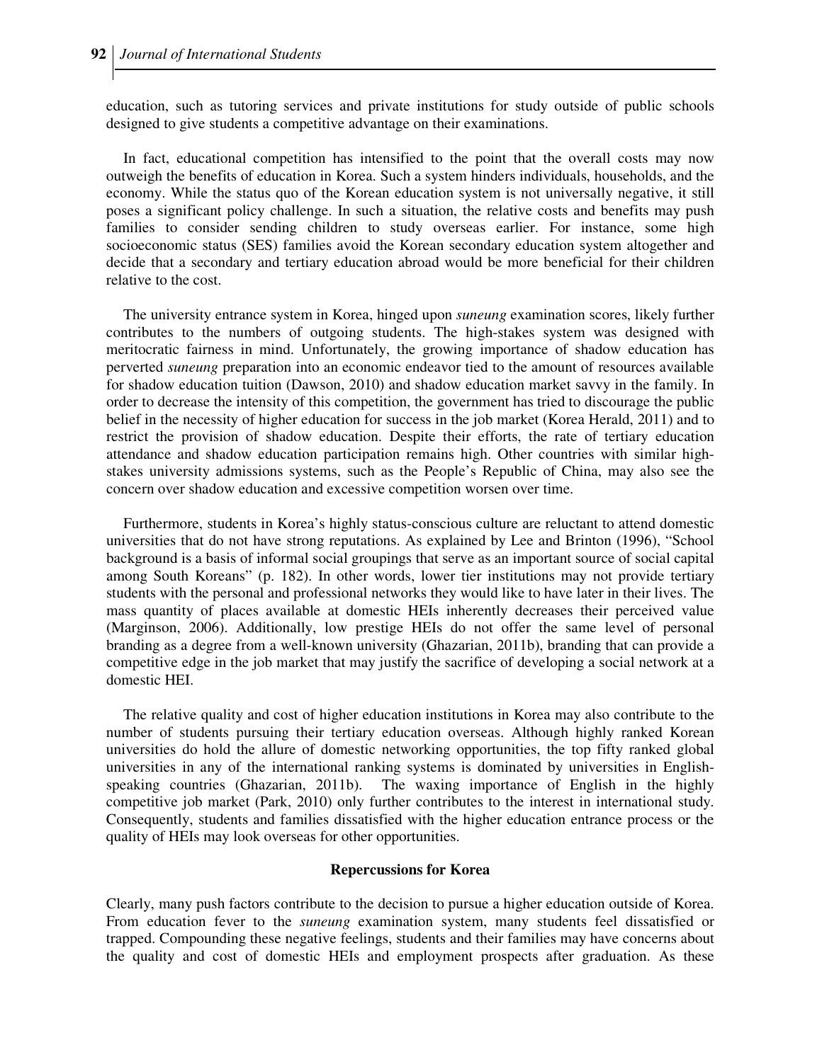education, such as tutoring services and private institutions for study outside of public schools designed to give students a competitive advantage on their examinations.

In fact, educational competition has intensified to the point that the overall costs may now outweigh the benefits of education in Korea. Such a system hinders individuals, households, and the economy. While the status quo of the Korean education system is not universally negative, it still poses a significant policy challenge. In such a situation, the relative costs and benefits may push families to consider sending children to study overseas earlier. For instance, some high socioeconomic status (SES) families avoid the Korean secondary education system altogether and decide that a secondary and tertiary education abroad would be more beneficial for their children relative to the cost.

The university entrance system in Korea, hinged upon *suneung* examination scores, likely further contributes to the numbers of outgoing students. The high-stakes system was designed with meritocratic fairness in mind. Unfortunately, the growing importance of shadow education has perverted *suneung* preparation into an economic endeavor tied to the amount of resources available for shadow education tuition (Dawson, 2010) and shadow education market savvy in the family. In order to decrease the intensity of this competition, the government has tried to discourage the public belief in the necessity of higher education for success in the job market (Korea Herald, 2011) and to restrict the provision of shadow education. Despite their efforts, the rate of tertiary education attendance and shadow education participation remains high. Other countries with similar high-stakes university admissions systems, such as the People's Republic of China, may also see the concern over shadow education and excessive competition worsen over time.

Furthermore, students in Korea's highly status-conscious culture are reluctant to attend domestic universities that do not have strong reputations. As explained by Lee and Brinton (1996), "School background is a basis of informal social groupings that serve as an important source of social capital among South Koreans" (p. 182). In other words, lower tier institutions may not provide tertiary students with the personal and professional networks they would like to have later in their lives. The mass quantity of places available at domestic HEIs inherently decreases their perceived value (Marginson, 2006). Additionally, low prestige HEIs do not offer the same level of personal branding as a degree from a well-known university (Ghazarian, 2011b), branding that can provide a competitive edge in the job market that may justify the sacrifice of developing a social network at a domestic HEI.

The relative quality and cost of higher education institutions in Korea may also contribute to the number of students pursuing their tertiary education overseas. Although highly ranked Korean universities do hold the allure of domestic networking opportunities, the top fifty ranked global universities in any of the international ranking systems is dominated by universities in English-speaking countries (Ghazarian, 2011b). The waxing importance of English in the highly competitive job market (Park, 2010) only further contributes to the interest in international study. Consequently, students and families dissatisfied with the higher education entrance process or the quality of HEIs may look overseas for other opportunities.

## Repercussions for Korea

Clearly, many push factors contribute to the decision to pursue a higher education outside of Korea. From education fever to the *suneung* examination system, many students feel dissatisfied or trapped. Compounding these negative feelings, students and their families may have concerns about the quality and cost of domestic HEIs and employment prospects after graduation. As these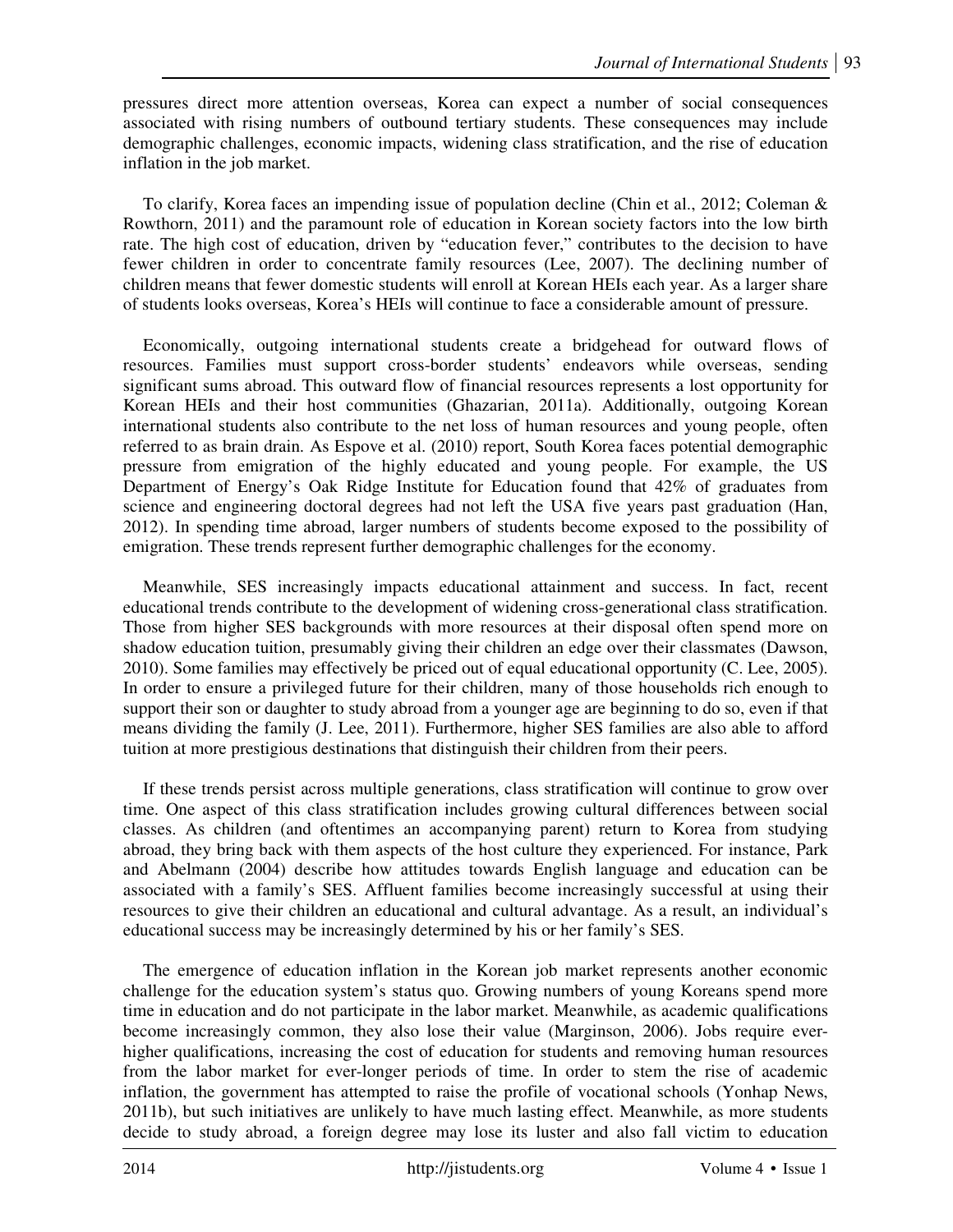pressures direct more attention overseas, Korea can expect a number of social consequences associated with rising numbers of outbound tertiary students. These consequences may include demographic challenges, economic impacts, widening class stratification, and the rise of education inflation in the job market.

To clarify, Korea faces an impending issue of population decline (Chin et al., 2012; Coleman & Rowthorn, 2011) and the paramount role of education in Korean society factors into the low birth rate. The high cost of education, driven by "education fever," contributes to the decision to have fewer children in order to concentrate family resources (Lee, 2007). The declining number of children means that fewer domestic students will enroll at Korean HEIs each year. As a larger share of students looks overseas, Korea's HEIs will continue to face a considerable amount of pressure.

Economically, outgoing international students create a bridgehead for outward flows of resources. Families must support cross-border students' endeavors while overseas, sending significant sums abroad. This outward flow of financial resources represents a lost opportunity for Korean HEIs and their host communities (Ghazarian, 2011a). Additionally, outgoing Korean international students also contribute to the net loss of human resources and young people, often referred to as brain drain. As Espove et al. (2010) report, South Korea faces potential demographic pressure from emigration of the highly educated and young people. For example, the US Department of Energy's Oak Ridge Institute for Education found that 42% of graduates from science and engineering doctoral degrees had not left the USA five years past graduation (Han, 2012). In spending time abroad, larger numbers of students become exposed to the possibility of emigration. These trends represent further demographic challenges for the economy.

Meanwhile, SES increasingly impacts educational attainment and success. In fact, recent educational trends contribute to the development of widening cross-generational class stratification. Those from higher SES backgrounds with more resources at their disposal often spend more on shadow education tuition, presumably giving their children an edge over their classmates (Dawson, 2010). Some families may effectively be priced out of equal educational opportunity (C. Lee, 2005). In order to ensure a privileged future for their children, many of those households rich enough to support their son or daughter to study abroad from a younger age are beginning to do so, even if that means dividing the family (J. Lee, 2011). Furthermore, higher SES families are also able to afford tuition at more prestigious destinations that distinguish their children from their peers.

If these trends persist across multiple generations, class stratification will continue to grow over time. One aspect of this class stratification includes growing cultural differences between social classes. As children (and oftentimes an accompanying parent) return to Korea from studying abroad, they bring back with them aspects of the host culture they experienced. For instance, Park and Abelmann (2004) describe how attitudes towards English language and education can be associated with a family's SES. Affluent families become increasingly successful at using their resources to give their children an educational and cultural advantage. As a result, an individual's educational success may be increasingly determined by his or her family's SES.

The emergence of education inflation in the Korean job market represents another economic challenge for the education system's status quo. Growing numbers of young Koreans spend more time in education and do not participate in the labor market. Meanwhile, as academic qualifications become increasingly common, they also lose their value (Marginson, 2006). Jobs require ever-higher qualifications, increasing the cost of education for students and removing human resources from the labor market for ever-longer periods of time. In order to stem the rise of academic inflation, the government has attempted to raise the profile of vocational schools (Yonhap News, 2011b), but such initiatives are unlikely to have much lasting effect. Meanwhile, as more students decide to study abroad, a foreign degree may lose its luster and also fall victim to education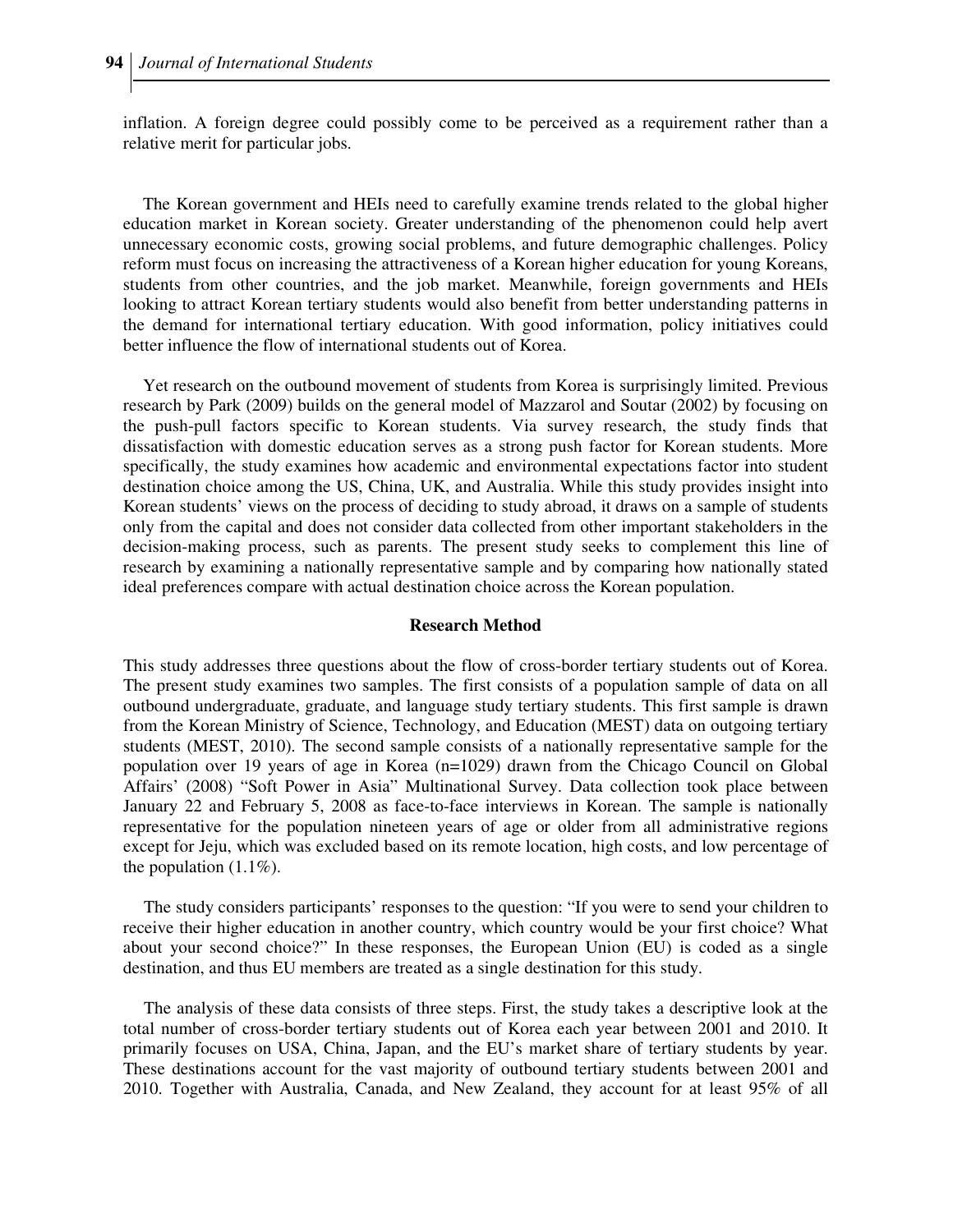inflation. A foreign degree could possibly come to be perceived as a requirement rather than a relative merit for particular jobs.

The Korean government and HEIs need to carefully examine trends related to the global higher education market in Korean society. Greater understanding of the phenomenon could help avert unnecessary economic costs, growing social problems, and future demographic challenges. Policy reform must focus on increasing the attractiveness of a Korean higher education for young Koreans, students from other countries, and the job market. Meanwhile, foreign governments and HEIs looking to attract Korean tertiary students would also benefit from better understanding patterns in the demand for international tertiary education. With good information, policy initiatives could better influence the flow of international students out of Korea.

Yet research on the outbound movement of students from Korea is surprisingly limited. Previous research by Park (2009) builds on the general model of Mazzarol and Soutar (2002) by focusing on the push-pull factors specific to Korean students. Via survey research, the study finds that dissatisfaction with domestic education serves as a strong push factor for Korean students. More specifically, the study examines how academic and environmental expectations factor into student destination choice among the US, China, UK, and Australia. While this study provides insight into Korean students' views on the process of deciding to study abroad, it draws on a sample of students only from the capital and does not consider data collected from other important stakeholders in the decision-making process, such as parents. The present study seeks to complement this line of research by examining a nationally representative sample and by comparing how nationally stated ideal preferences compare with actual destination choice across the Korean population.

## Research Method

This study addresses three questions about the flow of cross-border tertiary students out of Korea. The present study examines two samples. The first consists of a population sample of data on all outbound undergraduate, graduate, and language study tertiary students. This first sample is drawn from the Korean Ministry of Science, Technology, and Education (MEST) data on outgoing tertiary students (MEST, 2010). The second sample consists of a nationally representative sample for the population over 19 years of age in Korea (n=1029) drawn from the Chicago Council on Global Affairs' (2008) "Soft Power in Asia" Multinational Survey. Data collection took place between January 22 and February 5, 2008 as face-to-face interviews in Korean. The sample is nationally representative for the population nineteen years of age or older from all administrative regions except for Jeju, which was excluded based on its remote location, high costs, and low percentage of the population (1.1%).

The study considers participants' responses to the question: "If you were to send your children to receive their higher education in another country, which country would be your first choice? What about your second choice?" In these responses, the European Union (EU) is coded as a single destination, and thus EU members are treated as a single destination for this study.

The analysis of these data consists of three steps. First, the study takes a descriptive look at the total number of cross-border tertiary students out of Korea each year between 2001 and 2010. It primarily focuses on USA, China, Japan, and the EU's market share of tertiary students by year. These destinations account for the vast majority of outbound tertiary students between 2001 and 2010. Together with Australia, Canada, and New Zealand, they account for at least 95% of all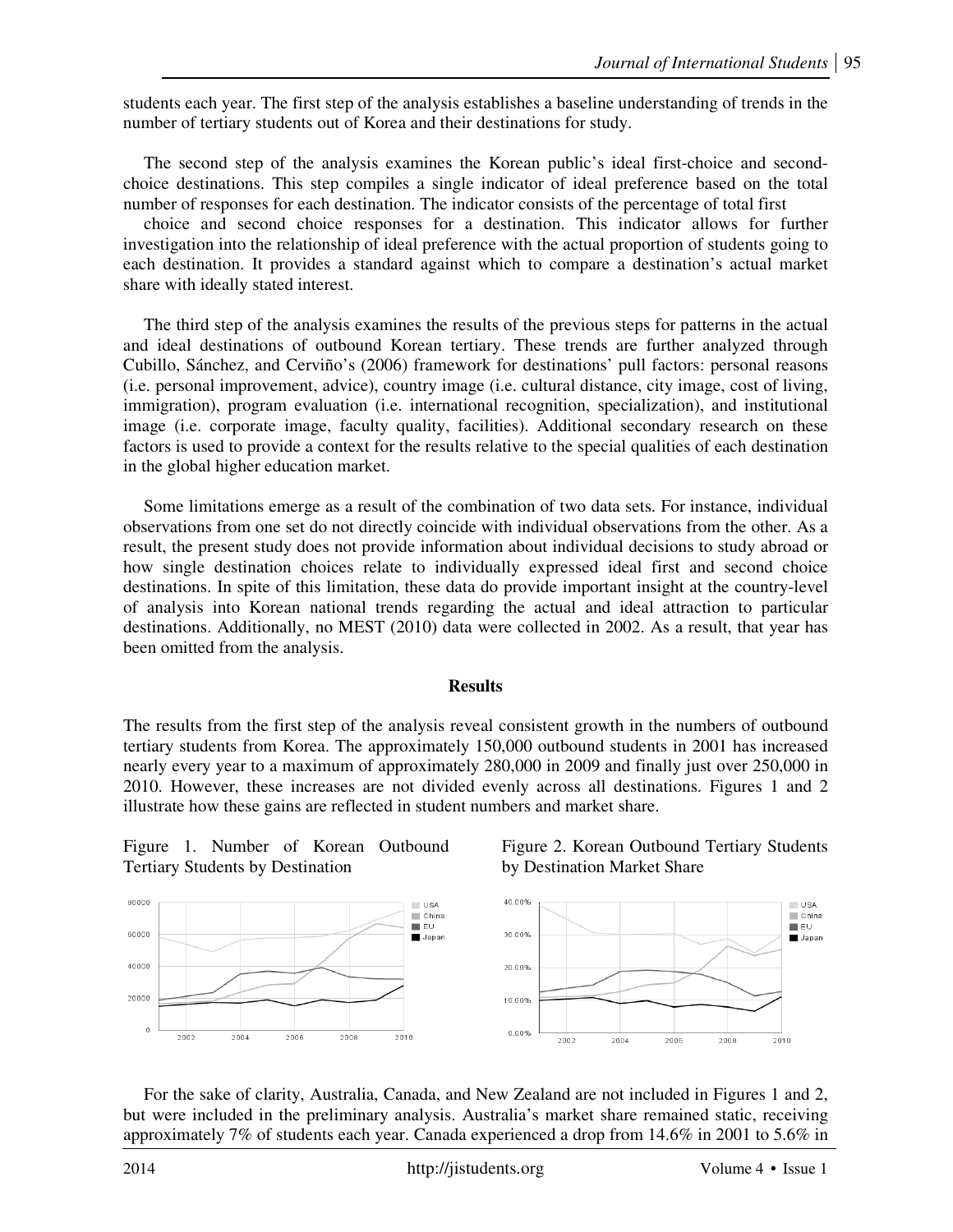students each year. The first step of the analysis establishes a baseline understanding of trends in the number of tertiary students out of Korea and their destinations for study.

The second step of the analysis examines the Korean public's ideal first-choice and second-choice destinations. This step compiles a single indicator of ideal preference based on the total number of responses for each destination. The indicator consists of the percentage of total first choice and second choice responses for a destination. This indicator allows for further investigation into the relationship of ideal preference with the actual proportion of students going to each destination. It provides a standard against which to compare a destination's actual market share with ideally stated interest.

The third step of the analysis examines the results of the previous steps for patterns in the actual and ideal destinations of outbound Korean tertiary. These trends are further analyzed through Cubillo, Sánchez, and Cerviño's (2006) framework for destinations' pull factors: personal reasons (i.e. personal improvement, advice), country image (i.e. cultural distance, city image, cost of living, immigration), program evaluation (i.e. international recognition, specialization), and institutional image (i.e. corporate image, faculty quality, facilities). Additional secondary research on these factors is used to provide a context for the results relative to the special qualities of each destination in the global higher education market.

Some limitations emerge as a result of the combination of two data sets. For instance, individual observations from one set do not directly coincide with individual observations from the other. As a result, the present study does not provide information about individual decisions to study abroad or how single destination choices relate to individually expressed ideal first and second choice destinations. In spite of this limitation, these data do provide important insight at the country-level of analysis into Korean national trends regarding the actual and ideal attraction to particular destinations. Additionally, no MEST (2010) data were collected in 2002. As a result, that year has been omitted from the analysis.

## Results

The results from the first step of the analysis reveal consistent growth in the numbers of outbound tertiary students from Korea. The approximately 150,000 outbound students in 2001 has increased nearly every year to a maximum of approximately 280,000 in 2009 and finally just over 250,000 in 2010. However, these increases are not divided evenly across all destinations. Figures 1 and 2 illustrate how these gains are reflected in student numbers and market share.

Figure 1. Number of Korean Outbound Tertiary Students by Destination

Figure 2. Korean Outbound Tertiary Students by Destination Market Share

For the sake of clarity, Australia, Canada, and New Zealand are not included in Figures 1 and 2, but were included in the preliminary analysis. Australia's market share remained static, receiving approximately 7% of students each year. Canada experienced a drop from 14.6% in 2001 to 5.6% in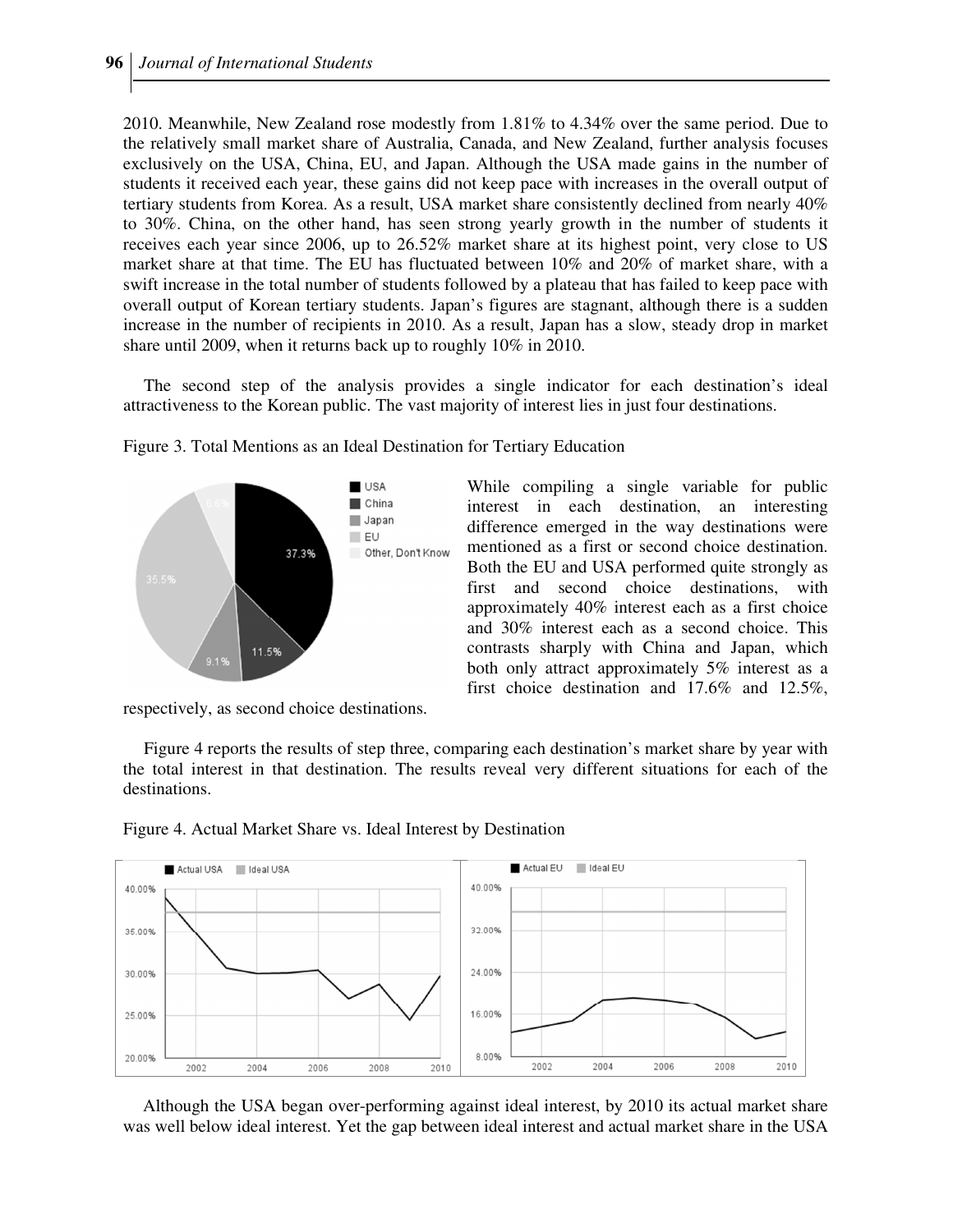2010. Meanwhile, New Zealand rose modestly from 1.81% to 4.34% over the same period. Due to the relatively small market share of Australia, Canada, and New Zealand, further analysis focuses exclusively on the USA, China, EU, and Japan. Although the USA made gains in the number of students it received each year, these gains did not keep pace with increases in the overall output of tertiary students from Korea. As a result, USA market share consistently declined from nearly 40% to 30%. China, on the other hand, has seen strong yearly growth in the number of students it receives each year since 2006, up to 26.52% market share at its highest point, very close to US market share at that time. The EU has fluctuated between 10% and 20% of market share, with a swift increase in the total number of students followed by a plateau that has failed to keep pace with overall output of Korean tertiary students. Japan's figures are stagnant, although there is a sudden increase in the number of recipients in 2010. As a result, Japan has a slow, steady drop in market share until 2009, when it returns back up to roughly 10% in 2010.

The second step of the analysis provides a single indicator for each destination's ideal attractiveness to the Korean public. The vast majority of interest lies in just four destinations.

Figure 3. Total Mentions as an Ideal Destination for Tertiary Education

While compiling a single variable for public interest in each destination, an interesting difference emerged in the way destinations were mentioned as a first or second choice destination. Both the EU and USA performed quite strongly as first and second choice destinations, with approximately 40% interest each as a first choice and 30% interest each as a second choice. This contrasts sharply with China and Japan, which both only attract approximately 5% interest as a first choice destination and 17.6% and 12.5%, respectively, as second choice destinations.

Figure 4 reports the results of step three, comparing each destination's market share by year with the total interest in that destination. The results reveal very different situations for each of the destinations.

Figure 4. Actual Market Share vs. Ideal Interest by Destination

Although the USA began over-performing against ideal interest, by 2010 its actual market share was well below ideal interest. Yet the gap between ideal interest and actual market share in the USA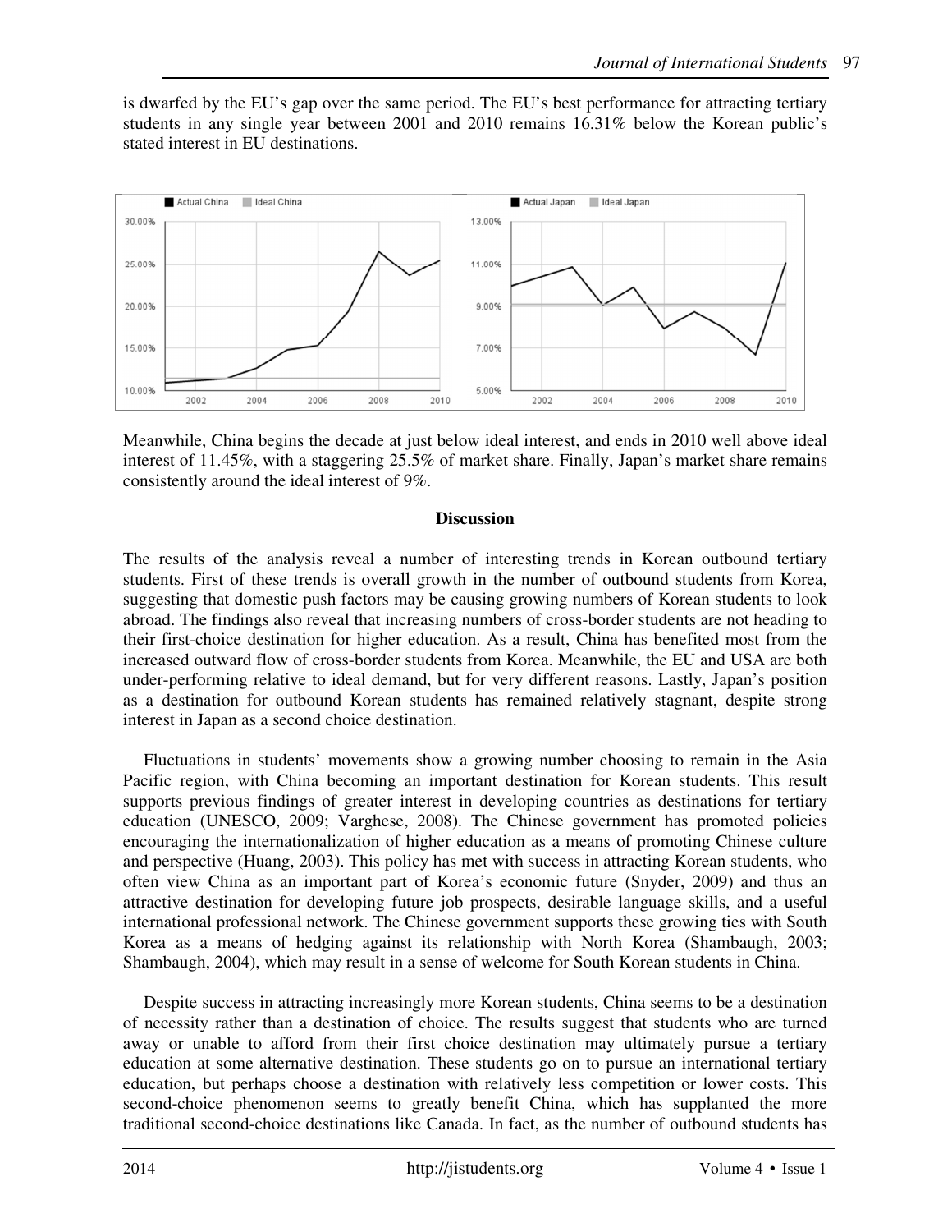is dwarfed by the EU's gap over the same period. The EU's best performance for attracting tertiary students in any single year between 2001 and 2010 remains 16.31% below the Korean public's stated interest in EU destinations.

Meanwhile, China begins the decade at just below ideal interest, and ends in 2010 well above ideal interest of 11.45%, with a staggering 25.5% of market share. Finally, Japan's market share remains consistently around the ideal interest of 9%.

## Discussion

The results of the analysis reveal a number of interesting trends in Korean outbound tertiary students. First of these trends is overall growth in the number of outbound students from Korea, suggesting that domestic push factors may be causing growing numbers of Korean students to look abroad. The findings also reveal that increasing numbers of cross-border students are not heading to their first-choice destination for higher education. As a result, China has benefited most from the increased outward flow of cross-border students from Korea. Meanwhile, the EU and USA are both under-performing relative to ideal demand, but for very different reasons. Lastly, Japan's position as a destination for outbound Korean students has remained relatively stagnant, despite strong interest in Japan as a second choice destination.

Fluctuations in students' movements show a growing number choosing to remain in the Asia Pacific region, with China becoming an important destination for Korean students. This result supports previous findings of greater interest in developing countries as destinations for tertiary education (UNESCO, 2009; Varghese, 2008). The Chinese government has promoted policies encouraging the internationalization of higher education as a means of promoting Chinese culture and perspective (Huang, 2003). This policy has met with success in attracting Korean students, who often view China as an important part of Korea's economic future (Snyder, 2009) and thus an attractive destination for developing future job prospects, desirable language skills, and a useful international professional network. The Chinese government supports these growing ties with South Korea as a means of hedging against its relationship with North Korea (Shambaugh, 2003; Shambaugh, 2004), which may result in a sense of welcome for South Korean students in China.

Despite success in attracting increasingly more Korean students, China seems to be a destination of necessity rather than a destination of choice. The results suggest that students who are turned away or unable to afford from their first choice destination may ultimately pursue a tertiary education at some alternative destination. These students go on to pursue an international tertiary education, but perhaps choose a destination with relatively less competition or lower costs. This second-choice phenomenon seems to greatly benefit China, which has supplanted the more traditional second-choice destinations like Canada. In fact, as the number of outbound students has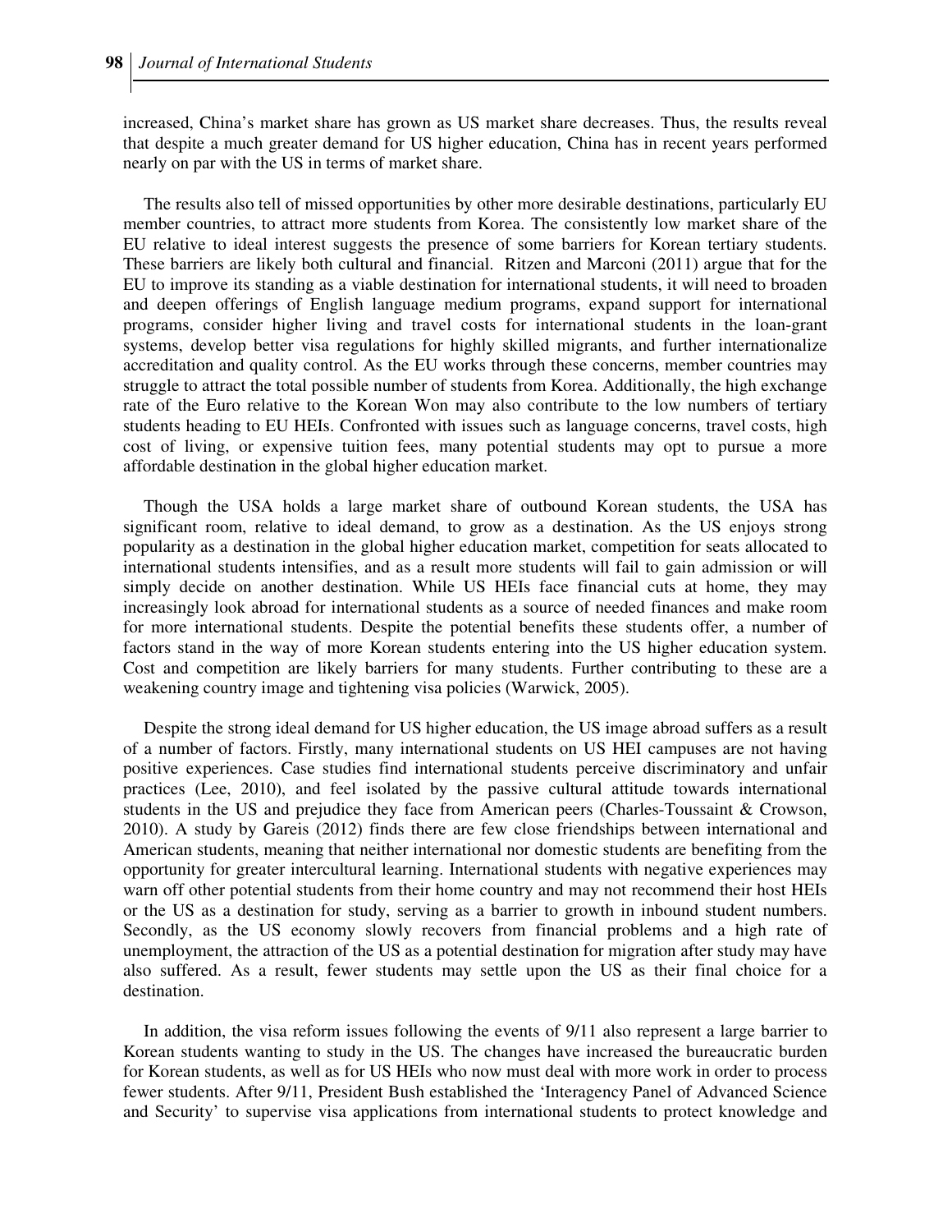increased, China's market share has grown as US market share decreases. Thus, the results reveal that despite a much greater demand for US higher education, China has in recent years performed nearly on par with the US in terms of market share.

The results also tell of missed opportunities by other more desirable destinations, particularly EU member countries, to attract more students from Korea. The consistently low market share of the EU relative to ideal interest suggests the presence of some barriers for Korean tertiary students. These barriers are likely both cultural and financial. Ritzen and Marconi (2011) argue that for the EU to improve its standing as a viable destination for international students, it will need to broaden and deepen offerings of English language medium programs, expand support for international programs, consider higher living and travel costs for international students in the loan-grant systems, develop better visa regulations for highly skilled migrants, and further internationalize accreditation and quality control. As the EU works through these concerns, member countries may struggle to attract the total possible number of students from Korea. Additionally, the high exchange rate of the Euro relative to the Korean Won may also contribute to the low numbers of tertiary students heading to EU HEIs. Confronted with issues such as language concerns, travel costs, high cost of living, or expensive tuition fees, many potential students may opt to pursue a more affordable destination in the global higher education market.

Though the USA holds a large market share of outbound Korean students, the USA has significant room, relative to ideal demand, to grow as a destination. As the US enjoys strong popularity as a destination in the global higher education market, competition for seats allocated to international students intensifies, and as a result more students will fail to gain admission or will simply decide on another destination. While US HEIs face financial cuts at home, they may increasingly look abroad for international students as a source of needed finances and make room for more international students. Despite the potential benefits these students offer, a number of factors stand in the way of more Korean students entering into the US higher education system. Cost and competition are likely barriers for many students. Further contributing to these are a weakening country image and tightening visa policies (Warwick, 2005).

Despite the strong ideal demand for US higher education, the US image abroad suffers as a result of a number of factors. Firstly, many international students on US HEI campuses are not having positive experiences. Case studies find international students perceive discriminatory and unfair practices (Lee, 2010), and feel isolated by the passive cultural attitude towards international students in the US and prejudice they face from American peers (Charles-Toussaint & Crowson, 2010). A study by Gareis (2012) finds there are few close friendships between international and American students, meaning that neither international nor domestic students are benefiting from the opportunity for greater intercultural learning. International students with negative experiences may warn off other potential students from their home country and may not recommend their host HEIs or the US as a destination for study, serving as a barrier to growth in inbound student numbers. Secondly, as the US economy slowly recovers from financial problems and a high rate of unemployment, the attraction of the US as a potential destination for migration after study may have also suffered. As a result, fewer students may settle upon the US as their final choice for a destination.

In addition, the visa reform issues following the events of 9/11 also represent a large barrier to Korean students wanting to study in the US. The changes have increased the bureaucratic burden for Korean students, as well as for US HEIs who now must deal with more work in order to process fewer students. After 9/11, President Bush established the 'Interagency Panel of Advanced Science and Security' to supervise visa applications from international students to protect knowledge and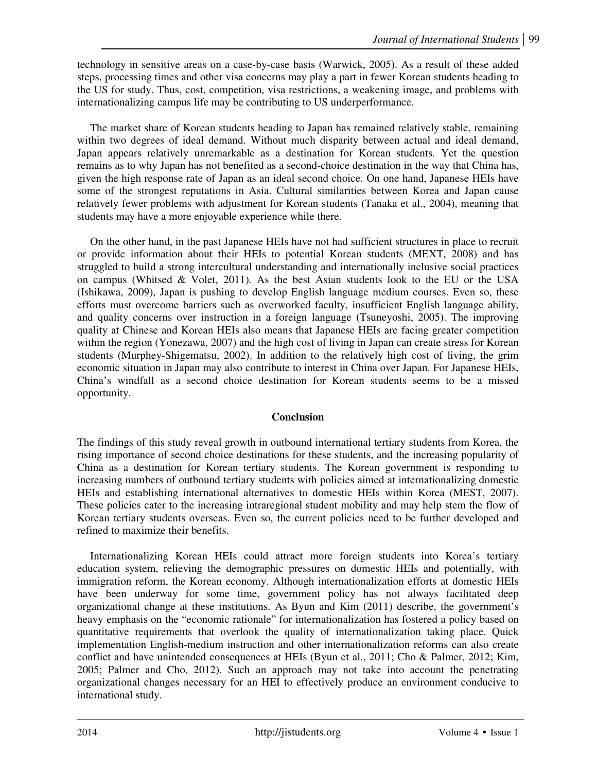technology in sensitive areas on a case-by-case basis (Warwick, 2005). As a result of these added steps, processing times and other visa concerns may play a part in fewer Korean students heading to the US for study. Thus, cost, competition, visa restrictions, a weakening image, and problems with internationalizing campus life may be contributing to US underperformance.

The market share of Korean students heading to Japan has remained relatively stable, remaining within two degrees of ideal demand. Without much disparity between actual and ideal demand, Japan appears relatively unremarkable as a destination for Korean students. Yet the question remains as to why Japan has not benefited as a second-choice destination in the way that China has, given the high response rate of Japan as an ideal second choice. On one hand, Japanese HEIs have some of the strongest reputations in Asia. Cultural similarities between Korea and Japan cause relatively fewer problems with adjustment for Korean students (Tanaka et al., 2004), meaning that students may have a more enjoyable experience while there.

On the other hand, in the past Japanese HEIs have not had sufficient structures in place to recruit or provide information about their HEIs to potential Korean students (MEXT, 2008) and has struggled to build a strong intercultural understanding and internationally inclusive social practices on campus (Whitsed & Volet, 2011). As the best Asian students look to the EU or the USA (Ishikawa, 2009), Japan is pushing to develop English language medium courses. Even so, these efforts must overcome barriers such as overworked faculty, insufficient English language ability, and quality concerns over instruction in a foreign language (Tsuneyoshi, 2005). The improving quality at Chinese and Korean HEIs also means that Japanese HEIs are facing greater competition within the region (Yonezawa, 2007) and the high cost of living in Japan can create stress for Korean students (Murphey-Shigematsu, 2002). In addition to the relatively high cost of living, the grim economic situation in Japan may also contribute to interest in China over Japan. For Japanese HEIs, China's windfall as a second choice destination for Korean students seems to be a missed opportunity.

## Conclusion

The findings of this study reveal growth in outbound international tertiary students from Korea, the rising importance of second choice destinations for these students, and the increasing popularity of China as a destination for Korean tertiary students. The Korean government is responding to increasing numbers of outbound tertiary students with policies aimed at internationalizing domestic HEIs and establishing international alternatives to domestic HEIs within Korea (MEST, 2007). These policies cater to the increasing intraregional student mobility and may help stem the flow of Korean tertiary students overseas. Even so, the current policies need to be further developed and refined to maximize their benefits.

Internationalizing Korean HEIs could attract more foreign students into Korea's tertiary education system, relieving the demographic pressures on domestic HEIs and potentially, with immigration reform, the Korean economy. Although internationalization efforts at domestic HEIs have been underway for some time, government policy has not always facilitated deep organizational change at these institutions. As Byun and Kim (2011) describe, the government's heavy emphasis on the "economic rationale" for internationalization has fostered a policy based on quantitative requirements that overlook the quality of internationalization taking place. Quick implementation English-medium instruction and other internationalization reforms can also create conflict and have unintended consequences at HEIs (Byun et al., 2011; Cho & Palmer, 2012; Kim, 2005; Palmer and Cho, 2012). Such an approach may not take into account the penetrating organizational changes necessary for an HEI to effectively produce an environment conducive to international study.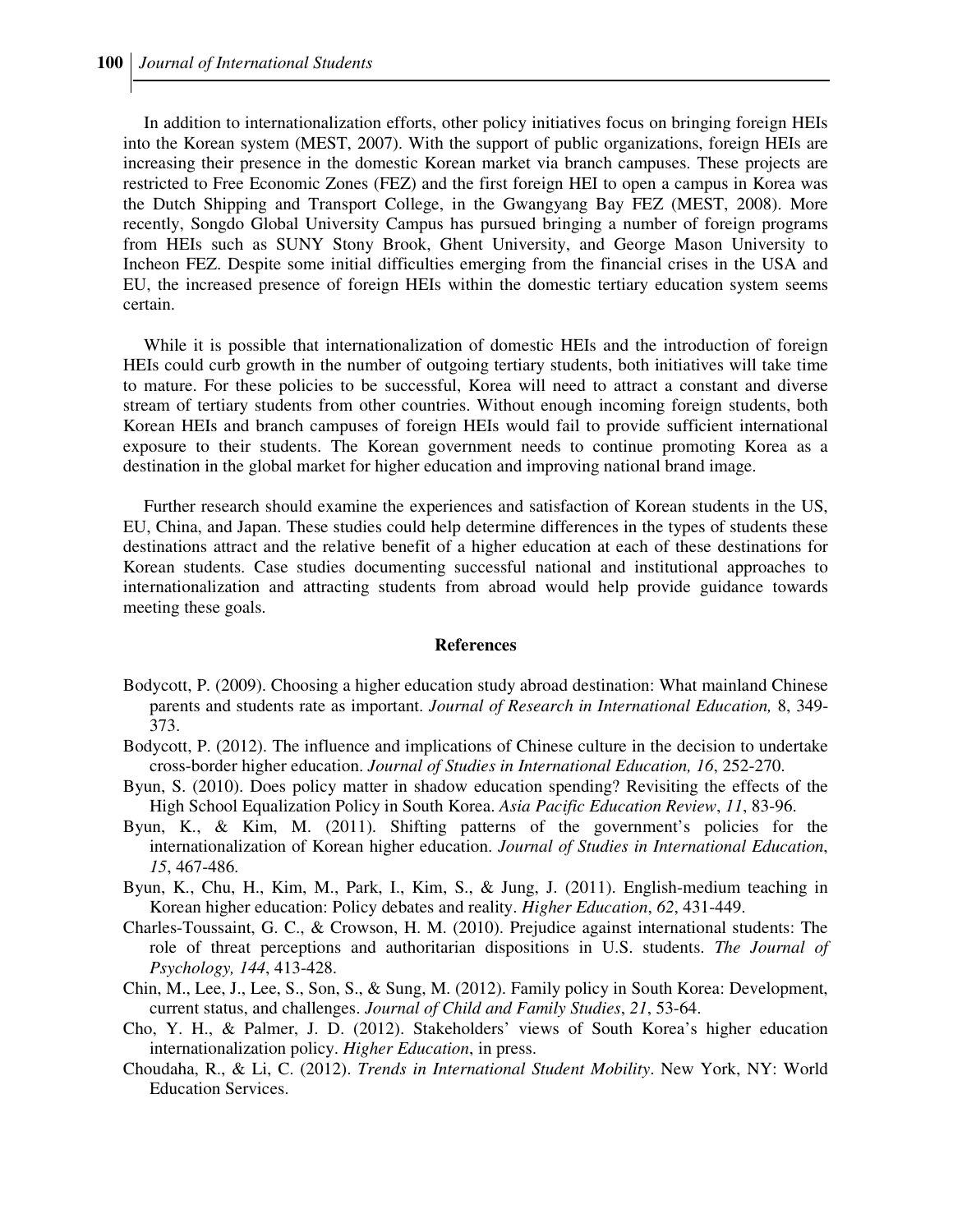In addition to internationalization efforts, other policy initiatives focus on bringing foreign HEIs into the Korean system (MEST, 2007). With the support of public organizations, foreign HEIs are increasing their presence in the domestic Korean market via branch campuses. These projects are restricted to Free Economic Zones (FEZ) and the first foreign HEI to open a campus in Korea was the Dutch Shipping and Transport College, in the Gwangyang Bay FEZ (MEST, 2008). More recently, Songdo Global University Campus has pursued bringing a number of foreign programs from HEIs such as SUNY Stony Brook, Ghent University, and George Mason University to Incheon FEZ. Despite some initial difficulties emerging from the financial crises in the USA and EU, the increased presence of foreign HEIs within the domestic tertiary education system seems certain.

While it is possible that internationalization of domestic HEIs and the introduction of foreign HEIs could curb growth in the number of outgoing tertiary students, both initiatives will take time to mature. For these policies to be successful, Korea will need to attract a constant and diverse stream of tertiary students from other countries. Without enough incoming foreign students, both Korean HEIs and branch campuses of foreign HEIs would fail to provide sufficient international exposure to their students. The Korean government needs to continue promoting Korea as a destination in the global market for higher education and improving national brand image.

Further research should examine the experiences and satisfaction of Korean students in the US, EU, China, and Japan. These studies could help determine differences in the types of students these destinations attract and the relative benefit of a higher education at each of these destinations for Korean students. Case studies documenting successful national and institutional approaches to internationalization and attracting students from abroad would help provide guidance towards meeting these goals.

## References

Bodycott, P. (2009). Choosing a higher education study abroad destination: What mainland Chinese parents and students rate as important. *Journal of Research in International Education,* 8, 349-373.

Bodycott, P. (2012). The influence and implications of Chinese culture in the decision to undertake cross-border higher education. *Journal of Studies in International Education, 16*, 252-270.

Byun, S. (2010). Does policy matter in shadow education spending? Revisiting the effects of the High School Equalization Policy in South Korea. *Asia Pacific Education Review*, *11*, 83-96.

Byun, K., & Kim, M. (2011). Shifting patterns of the government's policies for the internationalization of Korean higher education. *Journal of Studies in International Education*, *15*, 467-486.

Byun, K., Chu, H., Kim, M., Park, I., Kim, S., & Jung, J. (2011). English-medium teaching in Korean higher education: Policy debates and reality. *Higher Education*, *62*, 431-449.

Charles-Toussaint, G. C., & Crowson, H. M. (2010). Prejudice against international students: The role of threat perceptions and authoritarian dispositions in U.S. students. *The Journal of Psychology, 144*, 413-428.

Chin, M., Lee, J., Lee, S., Son, S., & Sung, M. (2012). Family policy in South Korea: Development, current status, and challenges. *Journal of Child and Family Studies*, *21*, 53-64.

Cho, Y. H., & Palmer, J. D. (2012). Stakeholders' views of South Korea's higher education internationalization policy. *Higher Education*, in press.

Choudaha, R., & Li, C. (2012). *Trends in International Student Mobility*. New York, NY: World Education Services.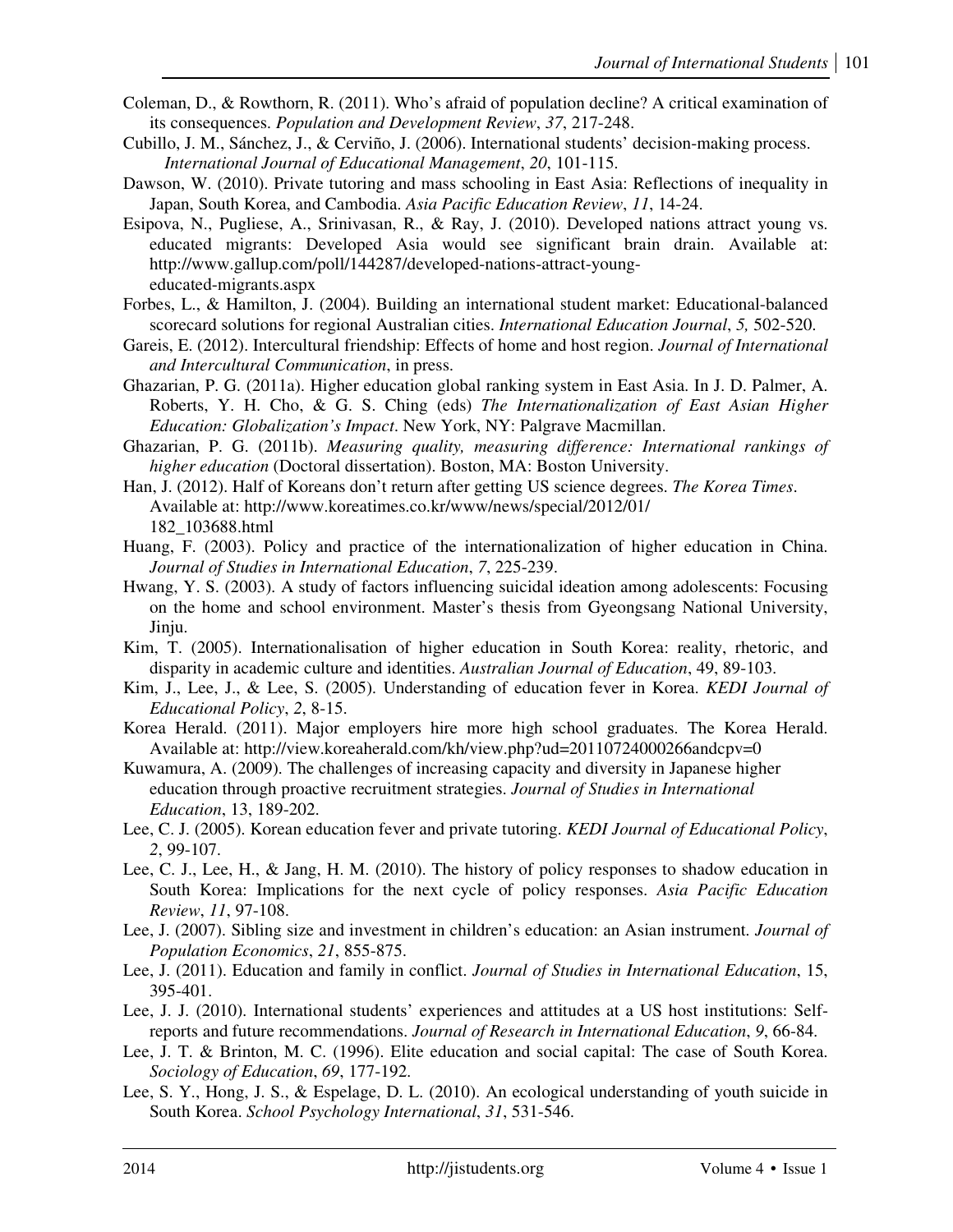Coleman, D., & Rowthorn, R. (2011). Who's afraid of population decline? A critical examination of its consequences. *Population and Development Review*, *37*, 217-248.

Cubillo, J. M., Sánchez, J., & Cerviño, J. (2006). International students' decision-making process. *International Journal of Educational Management*, *20*, 101-115.

Dawson, W. (2010). Private tutoring and mass schooling in East Asia: Reflections of inequality in Japan, South Korea, and Cambodia. *Asia Pacific Education Review*, *11*, 14-24.

Esipova, N., Pugliese, A., Srinivasan, R., & Ray, J. (2010). Developed nations attract young vs. educated migrants: Developed Asia would see significant brain drain. Available at: http://www.gallup.com/poll/144287/developed-nations-attract-young-educated-migrants.aspx

Forbes, L., & Hamilton, J. (2004). Building an international student market: Educational-balanced scorecard solutions for regional Australian cities. *International Education Journal*, *5,* 502-520.

Gareis, E. (2012). Intercultural friendship: Effects of home and host region. *Journal of International and Intercultural Communication*, in press.

Ghazarian, P. G. (2011a). Higher education global ranking system in East Asia. In J. D. Palmer, A. Roberts, Y. H. Cho, & G. S. Ching (eds) *The Internationalization of East Asian Higher Education: Globalization's Impact*. New York, NY: Palgrave Macmillan.

Ghazarian, P. G. (2011b). *Measuring quality, measuring difference: International rankings of higher education* (Doctoral dissertation). Boston, MA: Boston University.

Han, J. (2012). Half of Koreans don't return after getting US science degrees. *The Korea Times*. Available at: http://www.koreatimes.co.kr/www/news/special/2012/01/182_103688.html

Huang, F. (2003). Policy and practice of the internationalization of higher education in China. *Journal of Studies in International Education*, *7*, 225-239.

Hwang, Y. S. (2003). A study of factors influencing suicidal ideation among adolescents: Focusing on the home and school environment. Master's thesis from Gyeongsang National University, Jinju.

Kim, T. (2005). Internationalisation of higher education in South Korea: reality, rhetoric, and disparity in academic culture and identities. *Australian Journal of Education*, 49, 89-103.

Kim, J., Lee, J., & Lee, S. (2005). Understanding of education fever in Korea. *KEDI Journal of Educational Policy*, *2*, 8-15.

Korea Herald. (2011). Major employers hire more high school graduates. The Korea Herald. Available at: http://view.koreaherald.com/kh/view.php?ud=20110724000266andcpv=0

Kuwamura, A. (2009). The challenges of increasing capacity and diversity in Japanese higher education through proactive recruitment strategies. *Journal of Studies in International Education*, 13, 189-202.

Lee, C. J. (2005). Korean education fever and private tutoring. *KEDI Journal of Educational Policy*, *2*, 99-107.

Lee, C. J., Lee, H., & Jang, H. M. (2010). The history of policy responses to shadow education in South Korea: Implications for the next cycle of policy responses. *Asia Pacific Education Review*, *11*, 97-108.

Lee, J. (2007). Sibling size and investment in children's education: an Asian instrument. *Journal of Population Economics*, *21*, 855-875.

Lee, J. (2011). Education and family in conflict. *Journal of Studies in International Education*, 15, 395-401.

Lee, J. J. (2010). International students' experiences and attitudes at a US host institutions: Self-reports and future recommendations. *Journal of Research in International Education*, *9*, 66-84.

Lee, J. T. & Brinton, M. C. (1996). Elite education and social capital: The case of South Korea. *Sociology of Education*, *69*, 177-192.

Lee, S. Y., Hong, J. S., & Espelage, D. L. (2010). An ecological understanding of youth suicide in South Korea. *School Psychology International*, *31*, 531-546.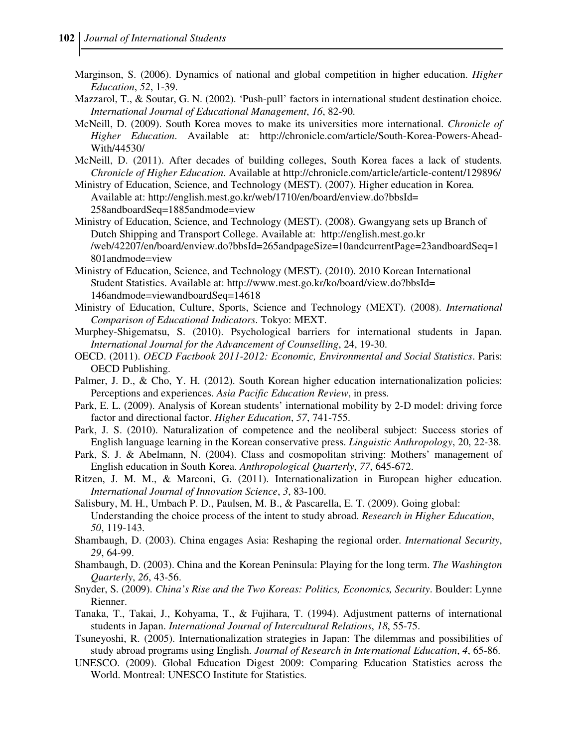Marginson, S. (2006). Dynamics of national and global competition in higher education. *Higher Education*, *52*, 1-39.

Mazzarol, T., & Soutar, G. N. (2002). 'Push-pull' factors in international student destination choice. *International Journal of Educational Management*, *16*, 82-90.

McNeill, D. (2009). South Korea moves to make its universities more international. *Chronicle of Higher Education*. Available at: http://chronicle.com/article/South-Korea-Powers-Ahead-With/44530/

McNeill, D. (2011). After decades of building colleges, South Korea faces a lack of students. *Chronicle of Higher Education*. Available at http://chronicle.com/article/article-content/129896/

Ministry of Education, Science, and Technology (MEST). (2007). Higher education in Korea. Available at: http://english.mest.go.kr/web/1710/en/board/enview.do?bbsId=258andboardSeq=1885andmode=view

Ministry of Education, Science, and Technology (MEST). (2008). Gwangyang sets up Branch of Dutch Shipping and Transport College. Available at: http://english.mest.go.kr/web/42207/en/board/enview.do?bbsId=265andpageSize=10andcurrentPage=23andboardSeq=1801andmode=view

Ministry of Education, Science, and Technology (MEST). (2010). 2010 Korean International Student Statistics. Available at: http://www.mest.go.kr/ko/board/view.do?bbsId=146andmode=viewandboardSeq=14618

Ministry of Education, Culture, Sports, Science and Technology (MEXT). (2008). *International Comparison of Educational Indicators*. Tokyo: MEXT.

Murphey-Shigematsu, S. (2010). Psychological barriers for international students in Japan. *International Journal for the Advancement of Counselling*, 24, 19-30.

OECD. (2011). *OECD Factbook 2011-2012: Economic, Environmental and Social Statistics*. Paris: OECD Publishing.

Palmer, J. D., & Cho, Y. H. (2012). South Korean higher education internationalization policies: Perceptions and experiences. *Asia Pacific Education Review*, in press.

Park, E. L. (2009). Analysis of Korean students' international mobility by 2-D model: driving force factor and directional factor. *Higher Education*, *57*, 741-755.

Park, J. S. (2010). Naturalization of competence and the neoliberal subject: Success stories of English language learning in the Korean conservative press. *Linguistic Anthropology*, 20, 22-38.

Park, S. J. & Abelmann, N. (2004). Class and cosmopolitan striving: Mothers' management of English education in South Korea. *Anthropological Quarterly*, *77*, 645-672.

Ritzen, J. M. M., & Marconi, G. (2011). Internationalization in European higher education. *International Journal of Innovation Science*, *3*, 83-100.

Salisbury, M. H., Umbach P. D., Paulsen, M. B., & Pascarella, E. T. (2009). Going global: Understanding the choice process of the intent to study abroad. *Research in Higher Education*, *50*, 119-143.

Shambaugh, D. (2003). China engages Asia: Reshaping the regional order. *International Security*, *29*, 64-99.

Shambaugh, D. (2003). China and the Korean Peninsula: Playing for the long term. *The Washington Quarterly*, *26*, 43-56.

Snyder, S. (2009). *China's Rise and the Two Koreas: Politics, Economics, Security*. Boulder: Lynne Rienner.

Tanaka, T., Takai, J., Kohyama, T., & Fujihara, T. (1994). Adjustment patterns of international students in Japan. *International Journal of Intercultural Relations*, *18*, 55-75.

Tsuneyoshi, R. (2005). Internationalization strategies in Japan: The dilemmas and possibilities of study abroad programs using English. *Journal of Research in International Education*, *4*, 65-86.

UNESCO. (2009). Global Education Digest 2009: Comparing Education Statistics across the World. Montreal: UNESCO Institute for Statistics.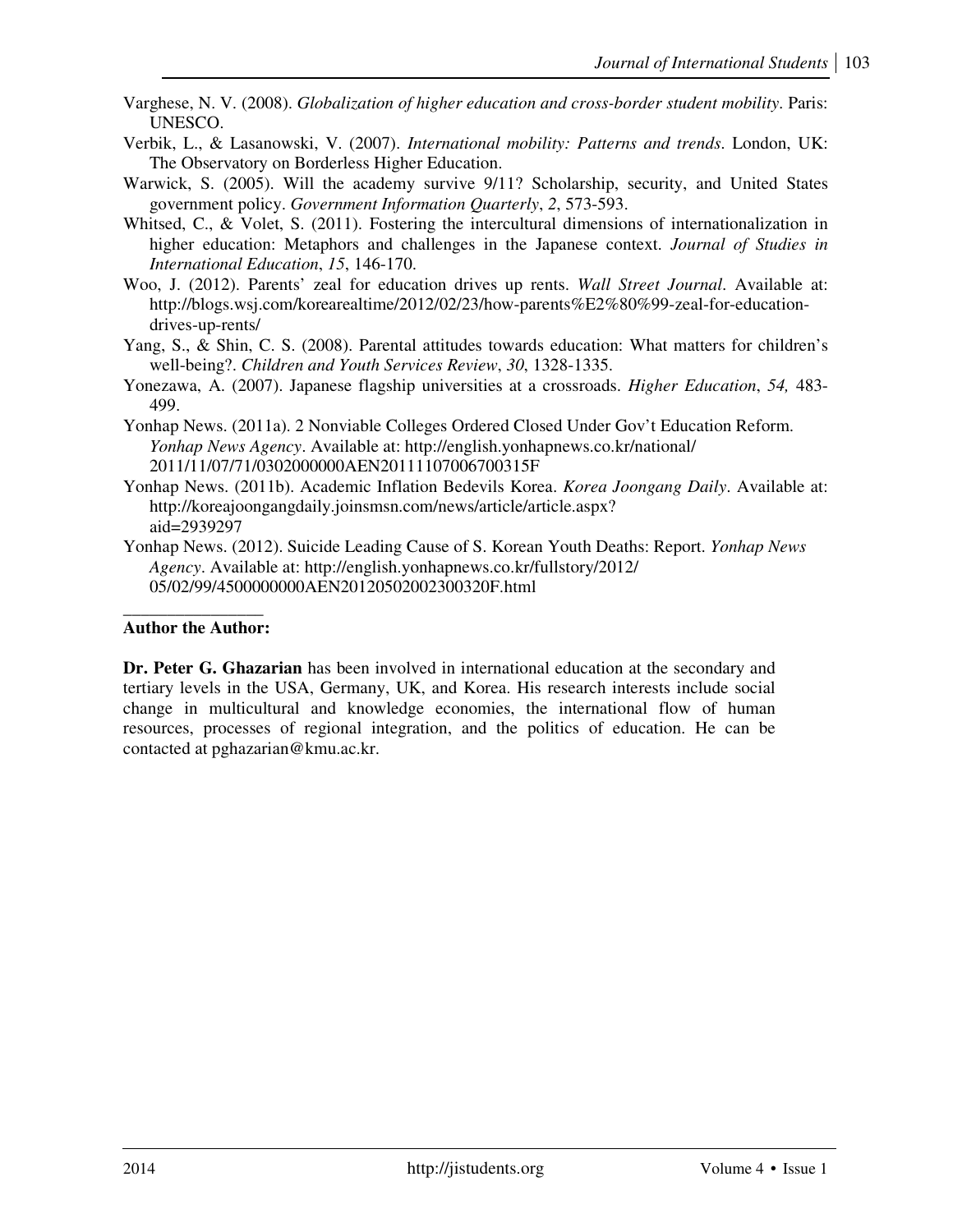Varghese, N. V. (2008). *Globalization of higher education and cross-border student mobility*. Paris: UNESCO.

Verbik, L., & Lasanowski, V. (2007). *International mobility: Patterns and trends*. London, UK: The Observatory on Borderless Higher Education.

Warwick, S. (2005). Will the academy survive 9/11? Scholarship, security, and United States government policy. *Government Information Quarterly*, *2*, 573-593.

Whitsed, C., & Volet, S. (2011). Fostering the intercultural dimensions of internationalization in higher education: Metaphors and challenges in the Japanese context. *Journal of Studies in International Education*, *15*, 146-170.

Woo, J. (2012). Parents' zeal for education drives up rents. *Wall Street Journal*. Available at: http://blogs.wsj.com/korearealtime/2012/02/23/how-parents%E2%80%99-zeal-for-education-drives-up-rents/

Yang, S., & Shin, C. S. (2008). Parental attitudes towards education: What matters for children's well-being?. *Children and Youth Services Review*, *30*, 1328-1335.

Yonezawa, A. (2007). Japanese flagship universities at a crossroads. *Higher Education*, *54,* 483-499.

Yonhap News. (2011a). 2 Nonviable Colleges Ordered Closed Under Gov't Education Reform. *Yonhap News Agency*. Available at: http://english.yonhapnews.co.kr/national/2011/11/07/71/0302000000AEN20111107006700315F

Yonhap News. (2011b). Academic Inflation Bedevils Korea. *Korea Joongang Daily*. Available at: http://koreajoongangdaily.joinsmsn.com/news/article/article.aspx?aid=2939297

Yonhap News. (2012). Suicide Leading Cause of S. Korean Youth Deaths: Report. *Yonhap News Agency*. Available at: http://english.yonhapnews.co.kr/fullstory/2012/05/02/99/4500000000AEN20120502002300320F.html

\_\_\_\_\_\_\_\_\_\_\_\_\_\_\_\_

**Author the Author:**

**Dr. Peter G. Ghazarian** has been involved in international education at the secondary and tertiary levels in the USA, Germany, UK, and Korea. His research interests include social change in multicultural and knowledge economies, the international flow of human resources, processes of regional integration, and the politics of education. He can be contacted at pghazarian@kmu.ac.kr.